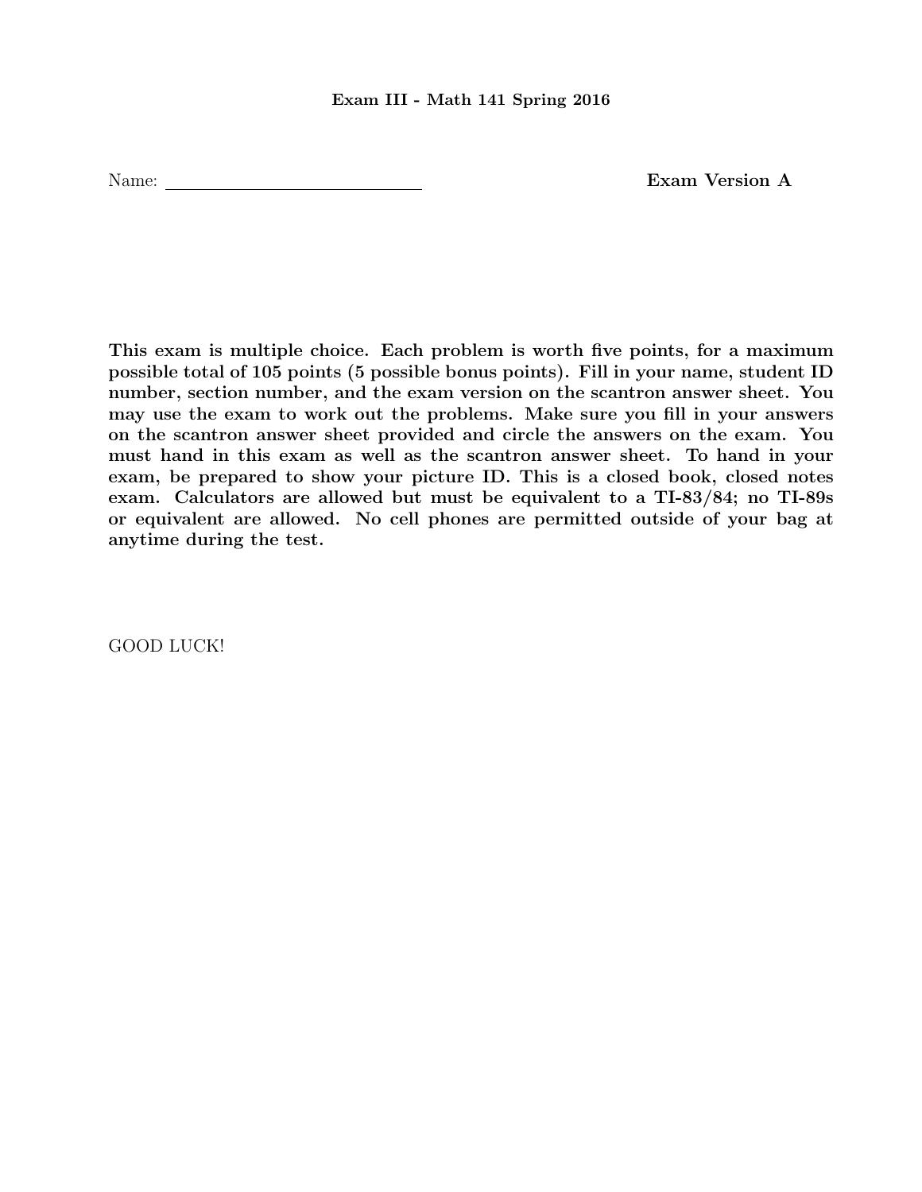# Exam III - Math 141 Spring 2016

Name: ______________________________ **Exam Version A**

**This exam is multiple choice. Each problem is worth five points, for a maximum possible total of 105 points (5 possible bonus points). Fill in your name, student ID number, section number, and the exam version on the scantron answer sheet. You may use the exam to work out the problems. Make sure you fill in your answers on the scantron answer sheet provided and circle the answers on the exam. You must hand in this exam as well as the scantron answer sheet. To hand in your exam, be prepared to show your picture ID. This is a closed book, closed notes exam. Calculators are allowed but must be equivalent to a TI-83/84; no TI-89s or equivalent are allowed. No cell phones are permitted outside of your bag at anytime during the test.**

GOOD LUCK!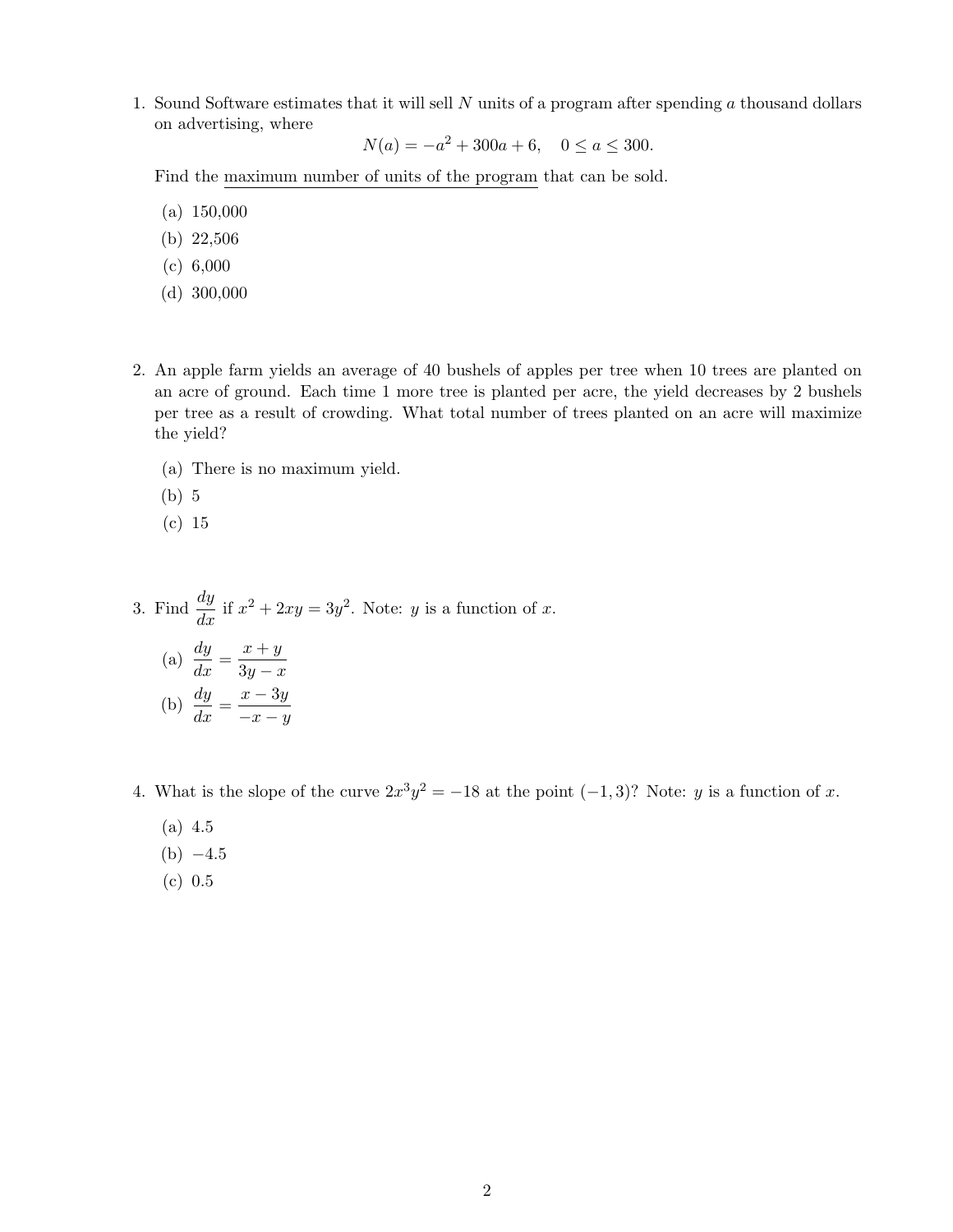1. Sound Software estimates that it will sell $N$ units of a program after spending $a$ thousand dollars on advertising, where

$$N(a) = -a^2 + 300a + 6, \quad 0 \leq a \leq 300.$$

Find the maximum number of units of the program that can be sold.

   (a) 150,000
   (b) 22,506
   (c) 6,000
   (d) 300,000

2. An apple farm yields an average of 40 bushels of apples per tree when 10 trees are planted on an acre of ground. Each time 1 more tree is planted per acre, the yield decreases by 2 bushels per tree as a result of crowding. What total number of trees planted on an acre will maximize the yield?

   (a) There is no maximum yield.
   (b) 5
   (c) 15

3. Find $\dfrac{dy}{dx}$ if $x^2 + 2xy = 3y^2$. Note: $y$ is a function of $x$.

   (a) $\dfrac{dy}{dx} = \dfrac{x+y}{3y-x}$
   (b) $\dfrac{dy}{dx} = \dfrac{x-3y}{-x-y}$

4. What is the slope of the curve $2x^3y^2 = -18$ at the point $(-1, 3)$? Note: $y$ is a function of $x$.

   (a) 4.5
   (b) $-4.5$
   (c) 0.5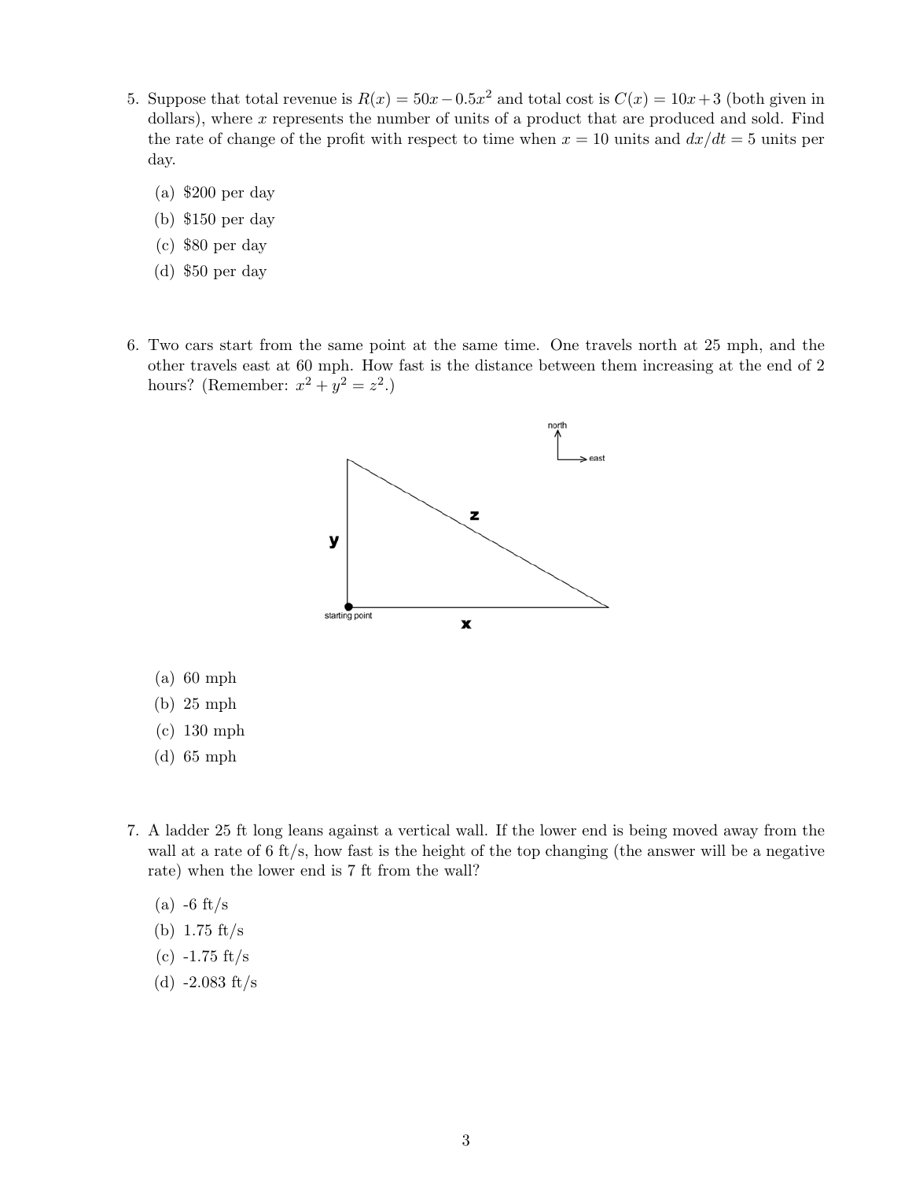5. Suppose that total revenue is $R(x) = 50x - 0.5x^2$ and total cost is $C(x) = 10x + 3$ (both given in dollars), where $x$ represents the number of units of a product that are produced and sold. Find the rate of change of the profit with respect to time when $x = 10$ units and $dx/dt = 5$ units per day.

   (a) \$200 per day
   (b) \$150 per day
   (c) \$80 per day
   (d) \$50 per day

6. Two cars start from the same point at the same time. One travels north at 25 mph, and the other travels east at 60 mph. How fast is the distance between them increasing at the end of 2 hours? (Remember: $x^2 + y^2 = z^2$.)

   (a) 60 mph
   (b) 25 mph
   (c) 130 mph
   (d) 65 mph

7. A ladder 25 ft long leans against a vertical wall. If the lower end is being moved away from the wall at a rate of 6 ft/s, how fast is the height of the top changing (the answer will be a negative rate) when the lower end is 7 ft from the wall?

   (a) -6 ft/s
   (b) 1.75 ft/s
   (c) -1.75 ft/s
   (d) -2.083 ft/s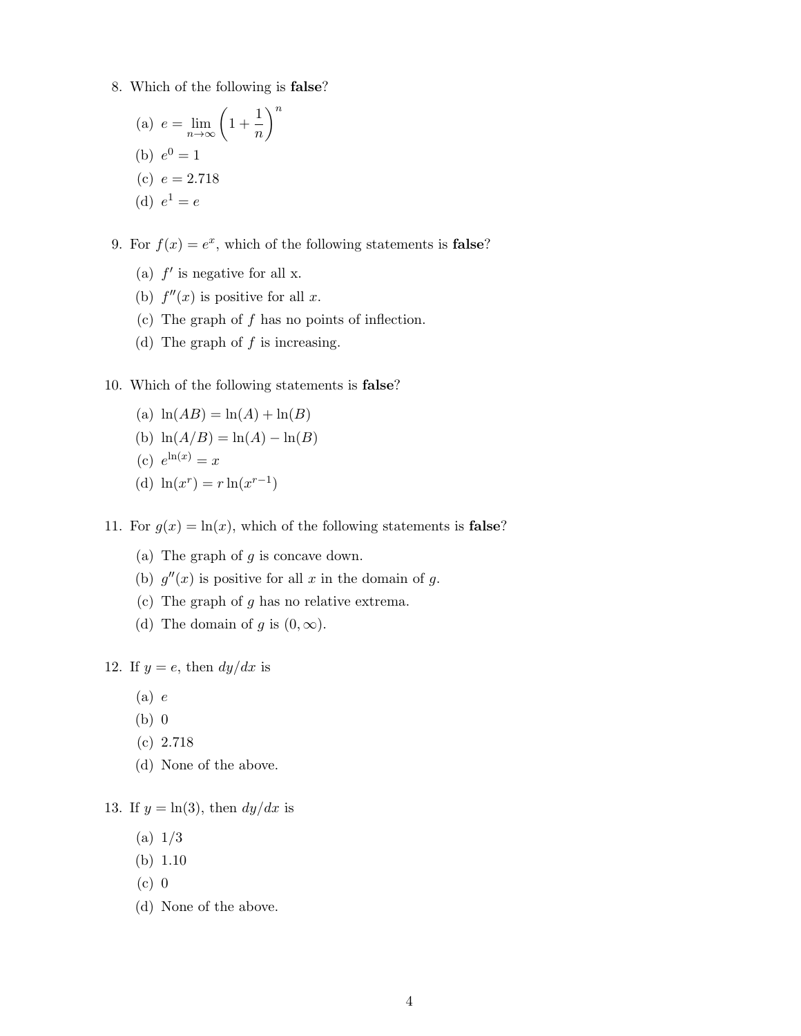8. Which of the following is **false**?

   (a) $e = \lim_{n\to\infty}\left(1 + \frac{1}{n}\right)^n$

   (b) $e^0 = 1$

   (c) $e = 2.718$

   (d) $e^1 = e$

9. For $f(x) = e^x$, which of the following statements is **false**?

   (a) $f'$ is negative for all x.

   (b) $f''(x)$ is positive for all $x$.

   (c) The graph of $f$ has no points of inflection.

   (d) The graph of $f$ is increasing.

10. Which of the following statements is **false**?

    (a) $\ln(AB) = \ln(A) + \ln(B)$

    (b) $\ln(A/B) = \ln(A) - \ln(B)$

    (c) $e^{\ln(x)} = x$

    (d) $\ln(x^r) = r\ln(x^{r-1})$

11. For $g(x) = \ln(x)$, which of the following statements is **false**?

    (a) The graph of $g$ is concave down.

    (b) $g''(x)$ is positive for all $x$ in the domain of $g$.

    (c) The graph of $g$ has no relative extrema.

    (d) The domain of $g$ is $(0, \infty)$.

12. If $y = e$, then $dy/dx$ is

    (a) $e$

    (b) 0

    (c) 2.718

    (d) None of the above.

13. If $y = \ln(3)$, then $dy/dx$ is

    (a) 1/3

    (b) 1.10

    (c) 0

    (d) None of the above.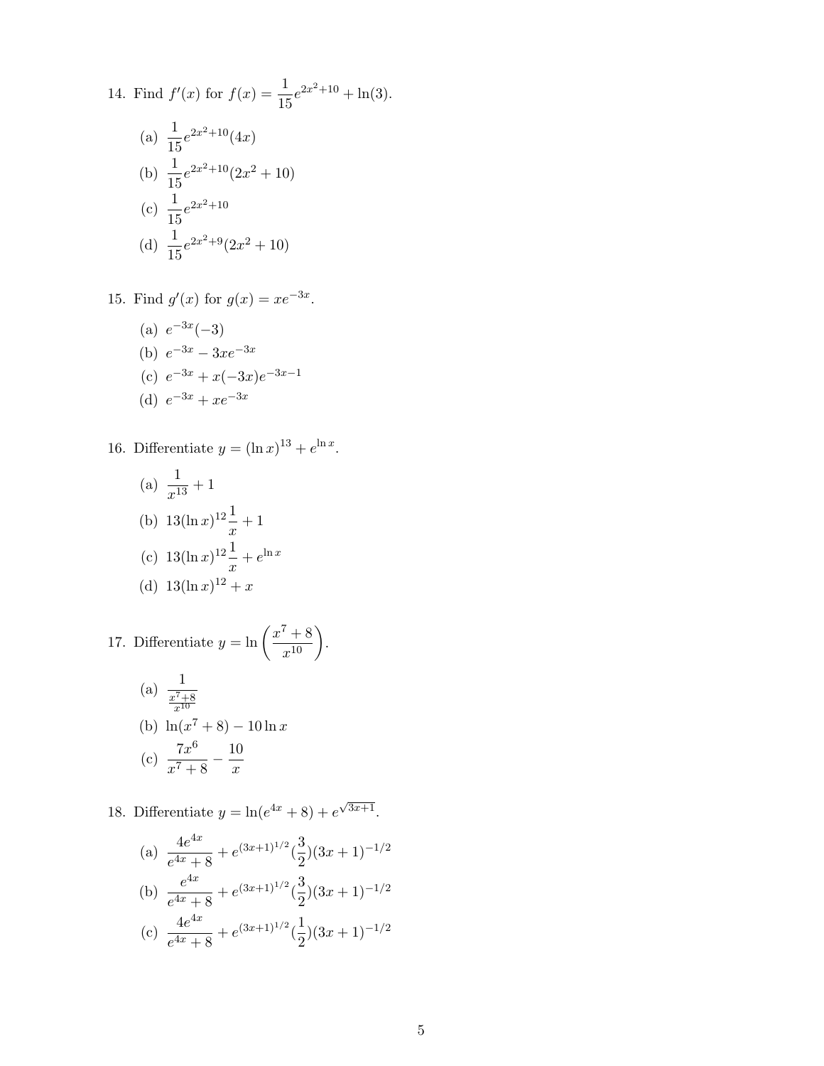14. Find $f'(x)$ for $f(x) = \frac{1}{15}e^{2x^2+10} + \ln(3)$.

    (a) $\frac{1}{15}e^{2x^2+10}(4x)$
    (b) $\frac{1}{15}e^{2x^2+10}(2x^2+10)$
    (c) $\frac{1}{15}e^{2x^2+10}$
    (d) $\frac{1}{15}e^{2x^2+9}(2x^2+10)$

15. Find $g'(x)$ for $g(x) = xe^{-3x}$.

    (a) $e^{-3x}(-3)$
    (b) $e^{-3x} - 3xe^{-3x}$
    (c) $e^{-3x} + x(-3x)e^{-3x-1}$
    (d) $e^{-3x} + xe^{-3x}$

16. Differentiate $y = (\ln x)^{13} + e^{\ln x}$.

    (a) $\frac{1}{x^{13}} + 1$
    (b) $13(\ln x)^{12}\frac{1}{x} + 1$
    (c) $13(\ln x)^{12}\frac{1}{x} + e^{\ln x}$
    (d) $13(\ln x)^{12} + x$

17. Differentiate $y = \ln\left(\frac{x^7+8}{x^{10}}\right)$.

    (a) $\frac{1}{\frac{x^7+8}{x^{10}}}$
    (b) $\ln(x^7+8) - 10\ln x$
    (c) $\frac{7x^6}{x^7+8} - \frac{10}{x}$

18. Differentiate $y = \ln(e^{4x}+8) + e^{\sqrt{3x+1}}$.

    (a) $\frac{4e^{4x}}{e^{4x}+8} + e^{(3x+1)^{1/2}}(\frac{3}{2})(3x+1)^{-1/2}$
    (b) $\frac{e^{4x}}{e^{4x}+8} + e^{(3x+1)^{1/2}}(\frac{3}{2})(3x+1)^{-1/2}$
    (c) $\frac{4e^{4x}}{e^{4x}+8} + e^{(3x+1)^{1/2}}(\frac{1}{2})(3x+1)^{-1/2}$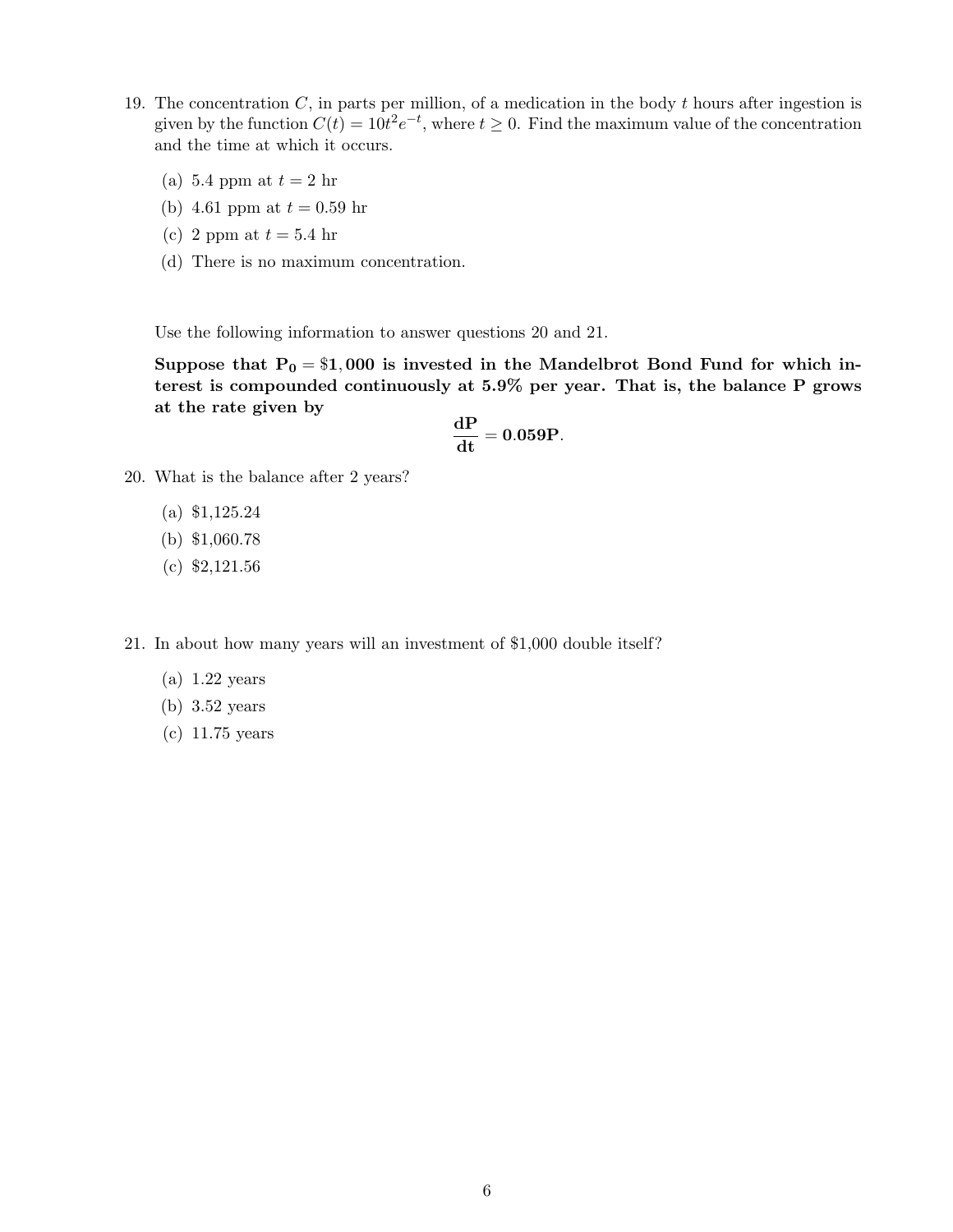19. The concentration $C$, in parts per million, of a medication in the body $t$ hours after ingestion is given by the function $C(t) = 10t^2e^{-t}$, where $t \geq 0$. Find the maximum value of the concentration and the time at which it occurs.

    (a) 5.4 ppm at $t = 2$ hr

    (b) 4.61 ppm at $t = 0.59$ hr

    (c) 2 ppm at $t = 5.4$ hr

    (d) There is no maximum concentration.

Use the following information to answer questions 20 and 21.

**Suppose that $\mathbf{P_0 = \$1,000}$ is invested in the Mandelbrot Bond Fund for which interest is compounded continuously at 5.9% per year. That is, the balance P grows at the rate given by**

$$\frac{\mathbf{dP}}{\mathbf{dt}} = \mathbf{0.059P}.$$

20. What is the balance after 2 years?

    (a) $1,125.24

    (b) $1,060.78

    (c) $2,121.56

21. In about how many years will an investment of $1,000 double itself?

    (a) 1.22 years

    (b) 3.52 years

    (c) 11.75 years